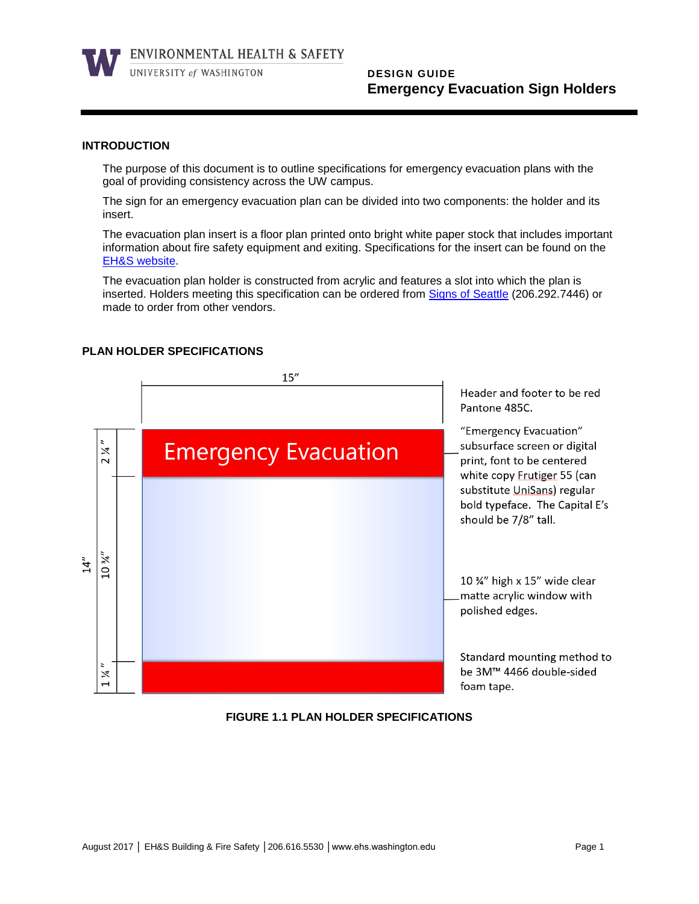ENVIRONMENTAL HEALTH & SAFETY
UNIVERSITY of WASHINGTON

**DESIGN GUIDE**
## Emergency Evacuation Sign Holders

### INTRODUCTION

The purpose of this document is to outline specifications for emergency evacuation plans with the goal of providing consistency across the UW campus.

The sign for an emergency evacuation plan can be divided into two components: the holder and its insert.

The evacuation plan insert is a floor plan printed onto bright white paper stock that includes important information about fire safety equipment and exiting. Specifications for the insert can be found on the EH&S website.

The evacuation plan holder is constructed from acrylic and features a slot into which the plan is inserted. Holders meeting this specification can be ordered from Signs of Seattle (206.292.7446) or made to order from other vendors.

### PLAN HOLDER SPECIFICATIONS

15”

14”

2 ¼”

Emergency Evacuation

10 ¾”

1 ¼”

Header and footer to be red Pantone 485C.

“Emergency Evacuation” subsurface screen or digital print, font to be centered white copy Frutiger 55 (can substitute UniSans) regular bold typeface. The Capital E’s should be 7/8” tall.

10 ¾” high x 15” wide clear matte acrylic window with polished edges.

Standard mounting method to be 3M™ 4466 double-sided foam tape.

**FIGURE 1.1 PLAN HOLDER SPECIFICATIONS**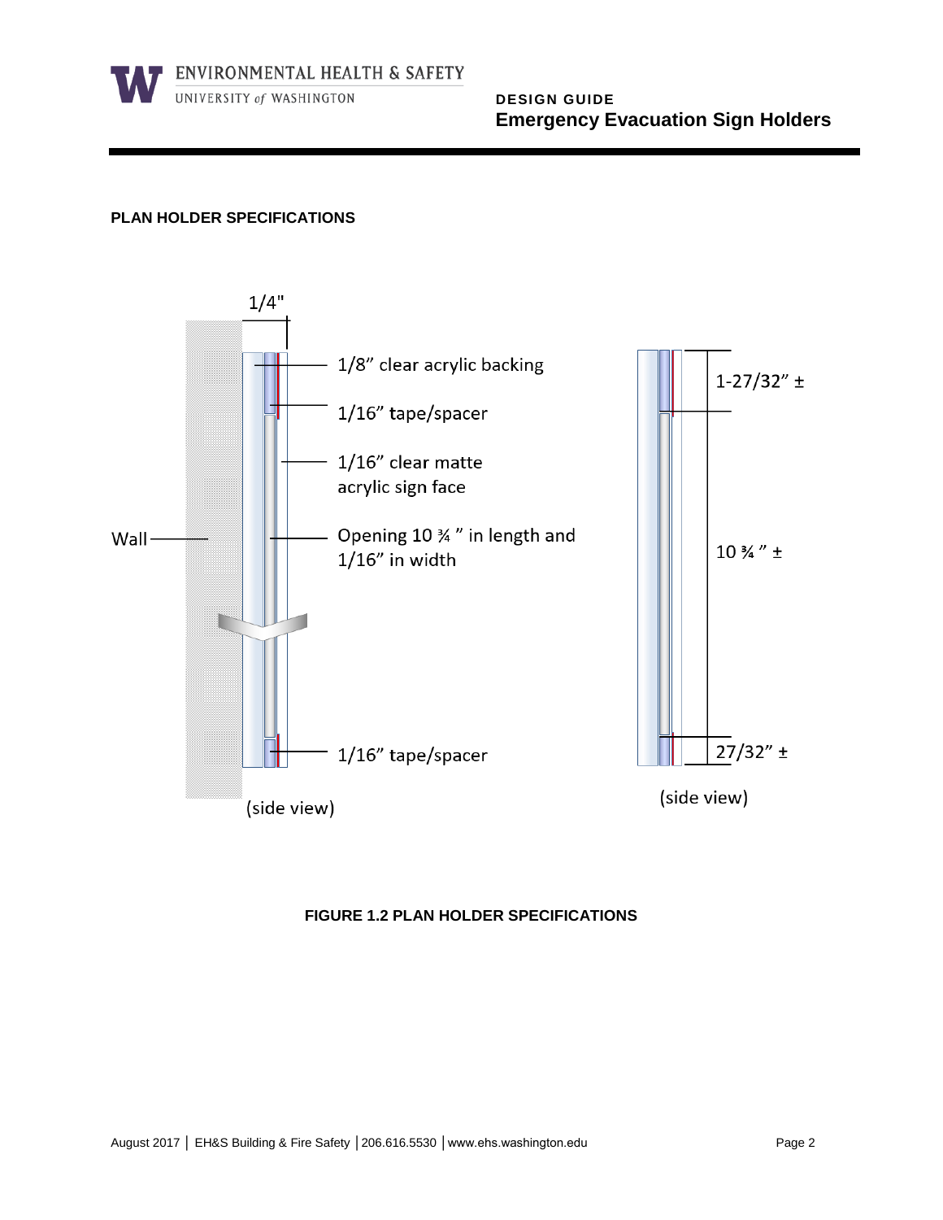## PLAN HOLDER SPECIFICATIONS

1/4"

1/8" clear acrylic backing

1/16" tape/spacer

1/16" clear matte acrylic sign face

Wall

Opening 10 ¾ " in length and 1/16" in width

1/16" tape/spacer

(side view)

1-27/32" ±

10 ¾ " ±

27/32" ±

(side view)

**FIGURE 1.2 PLAN HOLDER SPECIFICATIONS**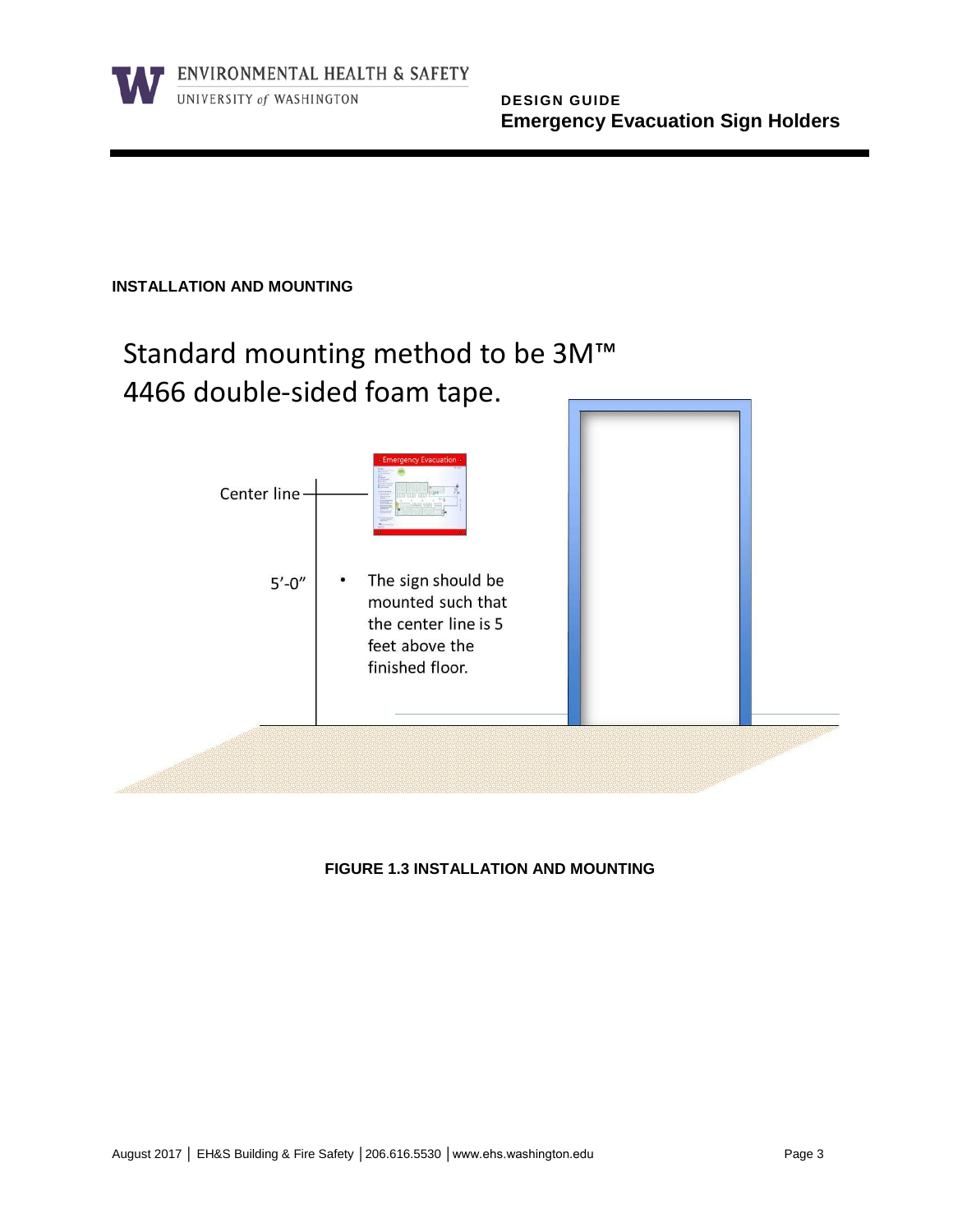**INSTALLATION AND MOUNTING**

Standard mounting method to be 3M™ 4466 double-sided foam tape.

Center line

5'-0"

- The sign should be mounted such that the center line is 5 feet above the finished floor.

**FIGURE 1.3 INSTALLATION AND MOUNTING**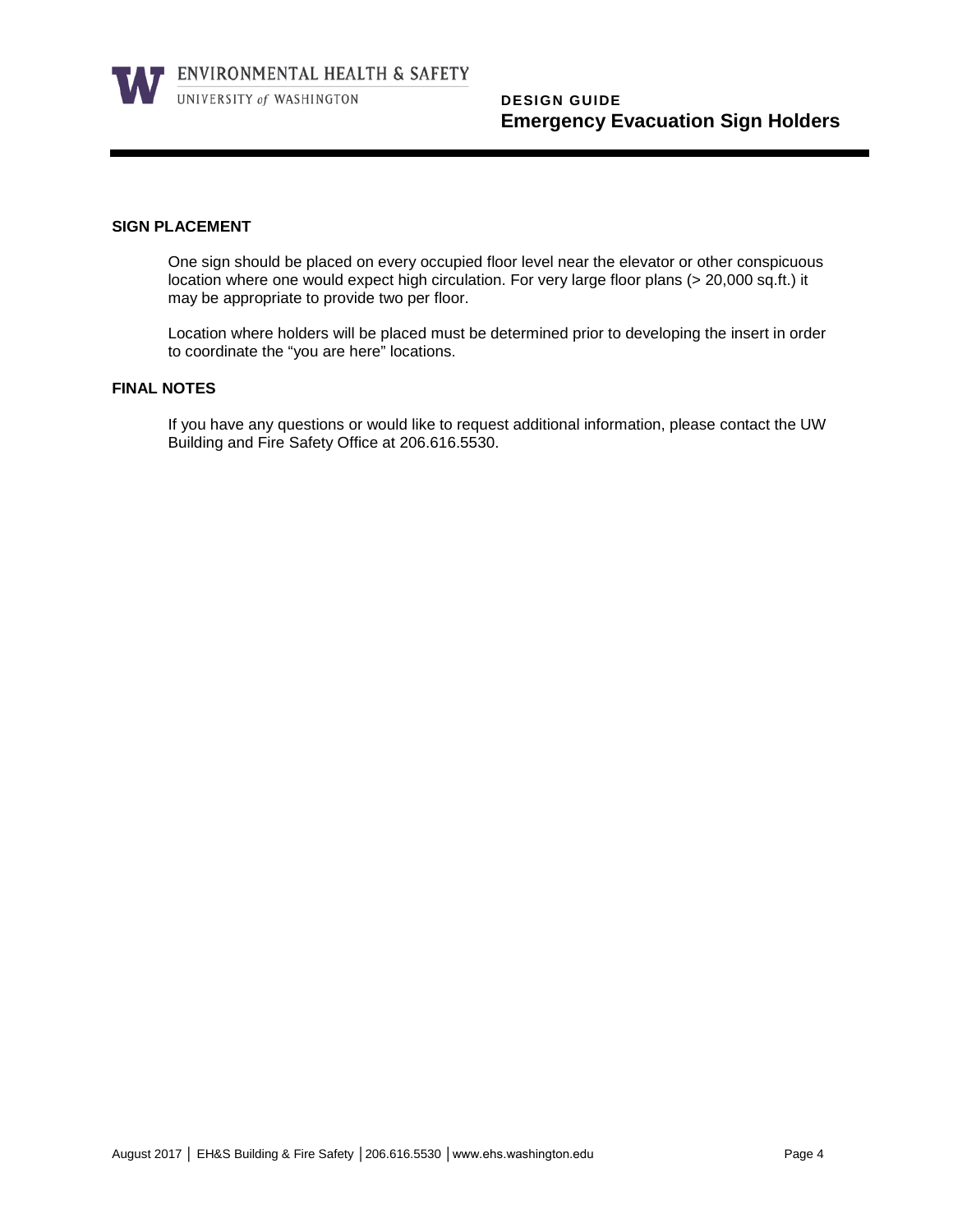## SIGN PLACEMENT

One sign should be placed on every occupied floor level near the elevator or other conspicuous location where one would expect high circulation. For very large floor plans (> 20,000 sq.ft.) it may be appropriate to provide two per floor.

Location where holders will be placed must be determined prior to developing the insert in order to coordinate the "you are here" locations.

## FINAL NOTES

If you have any questions or would like to request additional information, please contact the UW Building and Fire Safety Office at 206.616.5530.